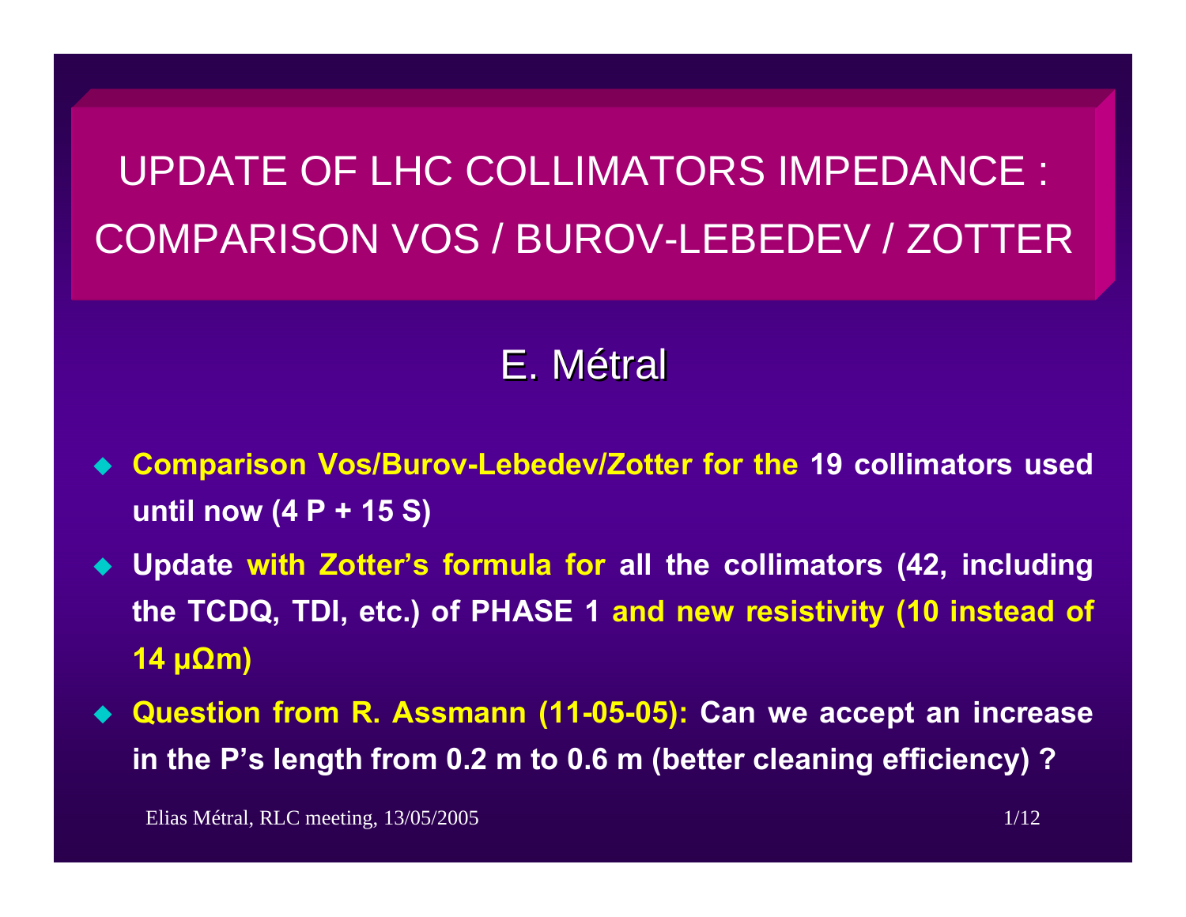# UPDATE OF LHC COLLIMATORS IMPEDANCE : COMPARISON VOS / BUROV-LEBEDEV / ZOTTER

E. Métral

- **Comparison Vos/Burov-Lebedev/Zotter for the 19 collimators used until now (4 P + 15 S)**
- **Update with Zotter's formula for all the collimators (42, including the TCDQ, TDI, etc.) of PHASE 1 and new resistivity (10 instead of 14 μΩm)**
- **Question from R. Assmann (11-05-05): Can we accept an increase in the P's length from 0.2 m to 0.6 m (better cleaning efficiency) ?**

Elias Métral, RLC meeting, 13/05/2005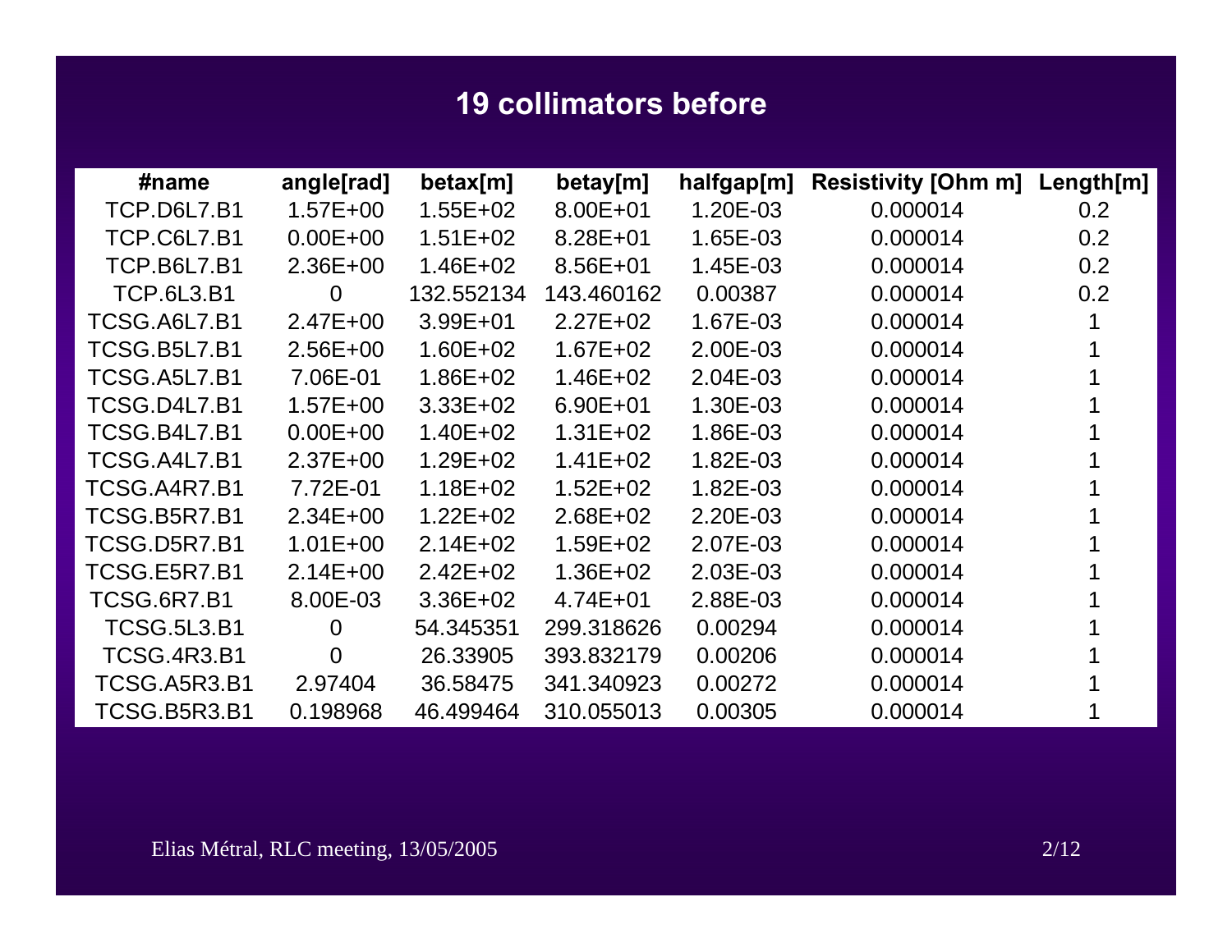# 19 collimators before

| #name | angle[rad] | betax[m] | betay[m] | halfgap[m] | Resistivity [Ohm m] | Length[m] |
|---|---|---|---|---|---|---|
| TCP.D6L7.B1 | 1.57E+00 | 1.55E+02 | 8.00E+01 | 1.20E-03 | 0.000014 | 0.2 |
| TCP.C6L7.B1 | 0.00E+00 | 1.51E+02 | 8.28E+01 | 1.65E-03 | 0.000014 | 0.2 |
| TCP.B6L7.B1 | 2.36E+00 | 1.46E+02 | 8.56E+01 | 1.45E-03 | 0.000014 | 0.2 |
| TCP.6L3.B1 | 0 | 132.552134 | 143.460162 | 0.00387 | 0.000014 | 0.2 |
| TCSG.A6L7.B1 | 2.47E+00 | 3.99E+01 | 2.27E+02 | 1.67E-03 | 0.000014 | 1 |
| TCSG.B5L7.B1 | 2.56E+00 | 1.60E+02 | 1.67E+02 | 2.00E-03 | 0.000014 | 1 |
| TCSG.A5L7.B1 | 7.06E-01 | 1.86E+02 | 1.46E+02 | 2.04E-03 | 0.000014 | 1 |
| TCSG.D4L7.B1 | 1.57E+00 | 3.33E+02 | 6.90E+01 | 1.30E-03 | 0.000014 | 1 |
| TCSG.B4L7.B1 | 0.00E+00 | 1.40E+02 | 1.31E+02 | 1.86E-03 | 0.000014 | 1 |
| TCSG.A4L7.B1 | 2.37E+00 | 1.29E+02 | 1.41E+02 | 1.82E-03 | 0.000014 | 1 |
| TCSG.A4R7.B1 | 7.72E-01 | 1.18E+02 | 1.52E+02 | 1.82E-03 | 0.000014 | 1 |
| TCSG.B5R7.B1 | 2.34E+00 | 1.22E+02 | 2.68E+02 | 2.20E-03 | 0.000014 | 1 |
| TCSG.D5R7.B1 | 1.01E+00 | 2.14E+02 | 1.59E+02 | 2.07E-03 | 0.000014 | 1 |
| TCSG.E5R7.B1 | 2.14E+00 | 2.42E+02 | 1.36E+02 | 2.03E-03 | 0.000014 | 1 |
| TCSG.6R7.B1 | 8.00E-03 | 3.36E+02 | 4.74E+01 | 2.88E-03 | 0.000014 | 1 |
| TCSG.5L3.B1 | 0 | 54.345351 | 299.318626 | 0.00294 | 0.000014 | 1 |
| TCSG.4R3.B1 | 0 | 26.33905 | 393.832179 | 0.00206 | 0.000014 | 1 |
| TCSG.A5R3.B1 | 2.97404 | 36.58475 | 341.340923 | 0.00272 | 0.000014 | 1 |
| TCSG.B5R3.B1 | 0.198968 | 46.499464 | 310.055013 | 0.00305 | 0.000014 | 1 |

Elias Métral, RLC meeting, 13/05/2005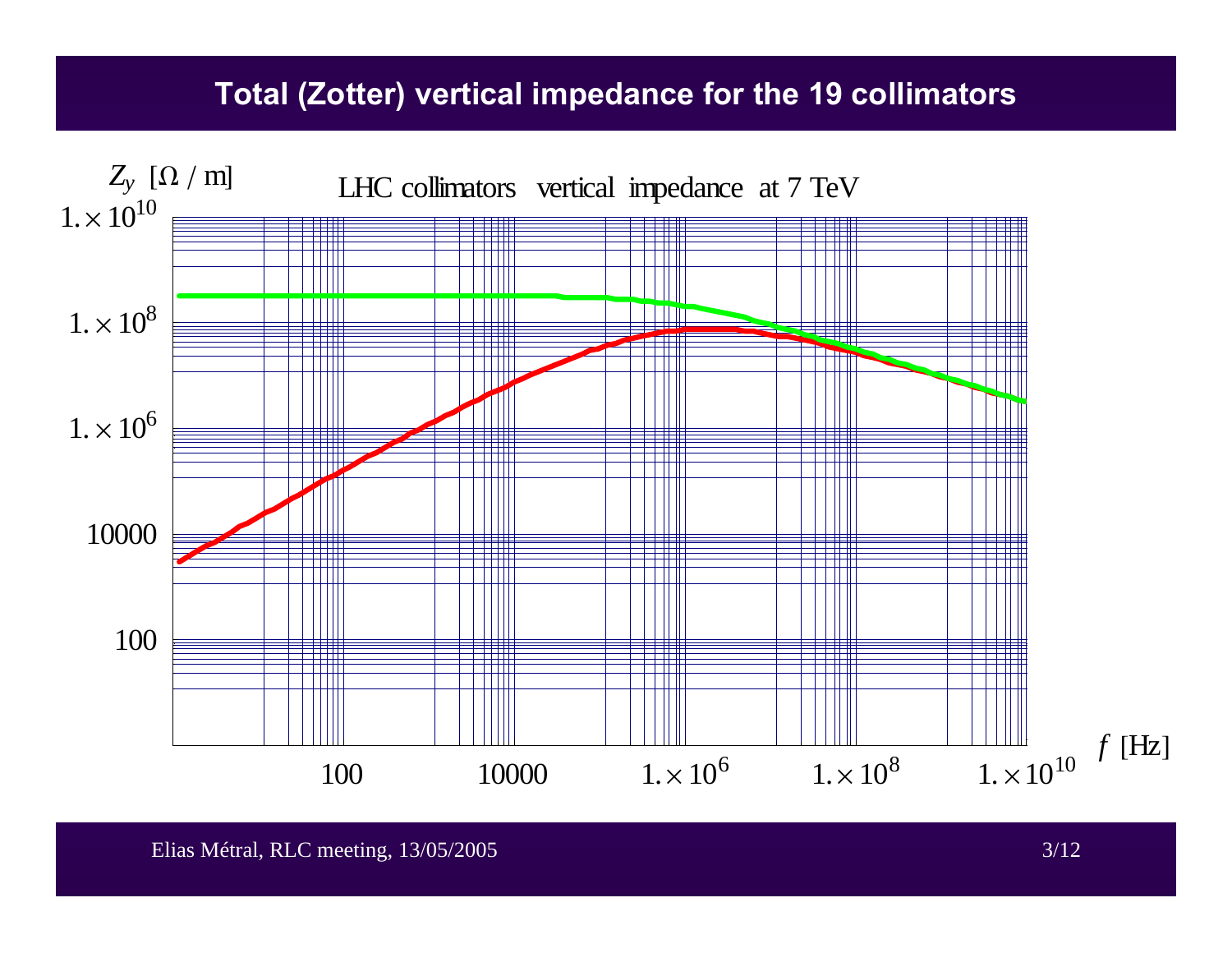# Total (Zotter) vertical impedance for the 19 collimators

LHC collimators vertical impedance at 7 TeV

$Z_y$ [$\Omega$ / m]

$1. \times 10^{10}$

$1. \times 10^{8}$

$1. \times 10^{6}$

10000

100

100 10000 $1. \times 10^{6}$ $1. \times 10^{8}$ $1. \times 10^{10}$ $f$ [Hz]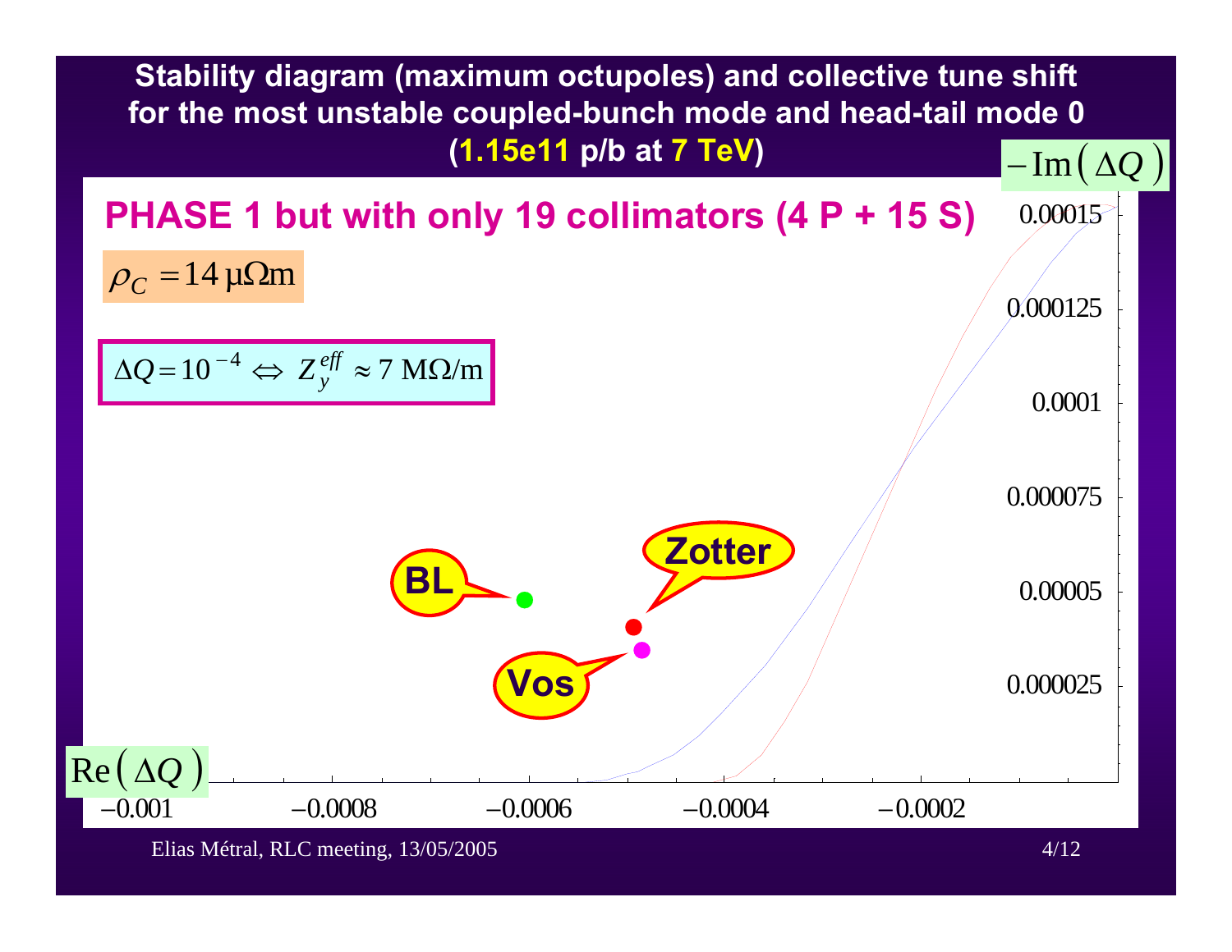# Stability diagram (maximum octupoles) and collective tune shift for the most unstable coupled-bunch mode and head-tail mode 0 (1.15e11 p/b at 7 TeV)

## PHASE 1 but with only 19 collimators (4 P + 15 S)

$\rho_C = 14\,\mu\Omega\text{m}$

$\Delta Q = 10^{-4} \Leftrightarrow Z_y^{eff} \approx 7\ \text{M}\Omega/\text{m}$

$-\text{Im}(\Delta Q)$

0.00015

0.000125

0.0001

0.000075

0.00005

0.000025

BL

Zotter

Vos

$\text{Re}(\Delta Q)$

−0.001 −0.0008 −0.0006 −0.0004 −0.0002

Elias Métral, RLC meeting, 13/05/2005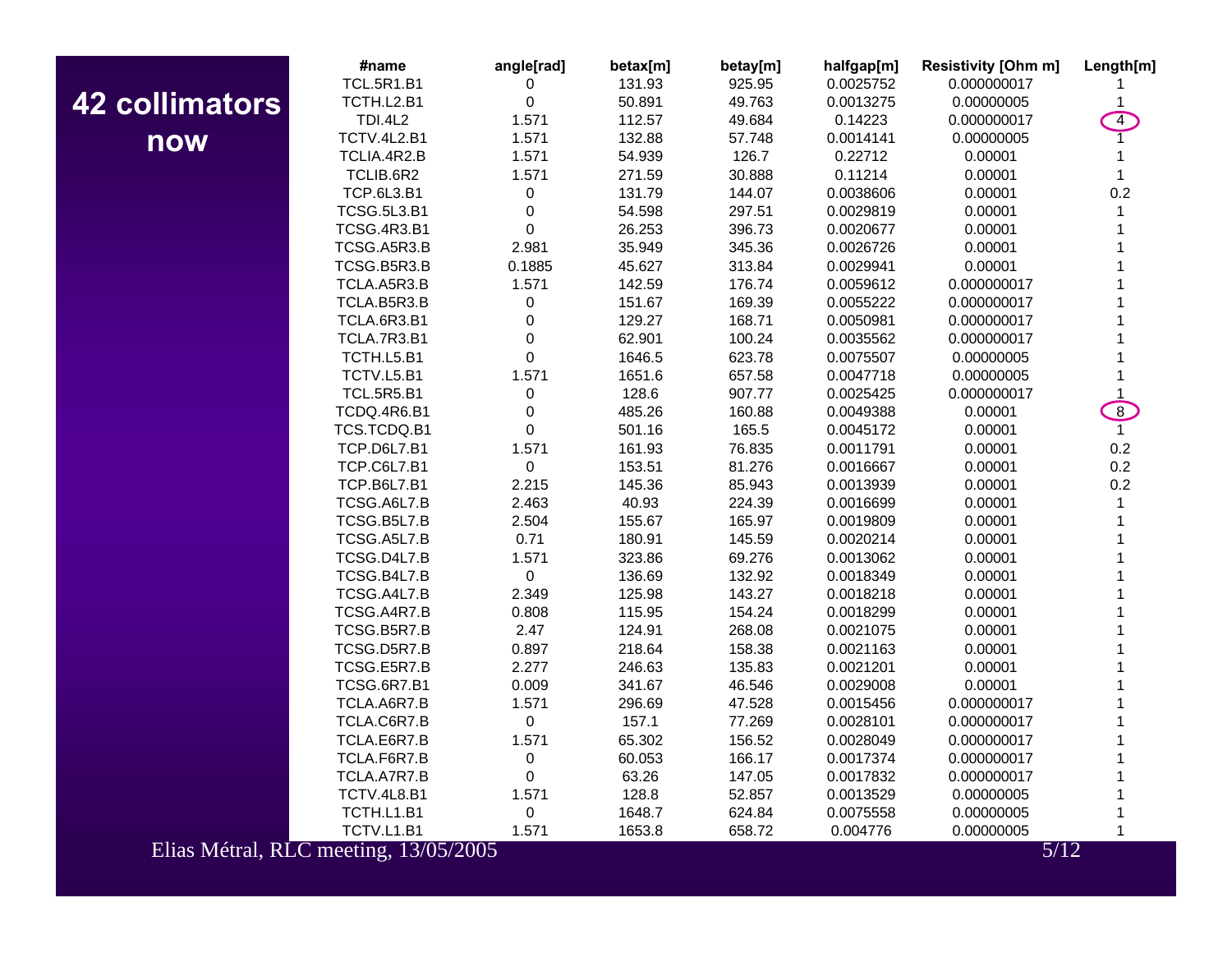# 42 collimators now

| #name | angle[rad] | betax[m] | betay[m] | halfgap[m] | Resistivity [Ohm m] | Length[m] |
|---|---|---|---|---|---|---|
| TCL.5R1.B1 | 0 | 131.93 | 925.95 | 0.0025752 | 0.000000017 | 1 |
| TCTH.L2.B1 | 0 | 50.891 | 49.763 | 0.0013275 | 0.00000005 | 1 |
| TDI.4L2 | 1.571 | 112.57 | 49.684 | 0.14223 | 0.000000017 | 4 |
| TCTV.4L2.B1 | 1.571 | 132.88 | 57.748 | 0.0014141 | 0.00000005 | 1 |
| TCLIA.4R2.B | 1.571 | 54.939 | 126.7 | 0.22712 | 0.00001 | 1 |
| TCLIB.6R2 | 1.571 | 271.59 | 30.888 | 0.11214 | 0.00001 | 1 |
| TCP.6L3.B1 | 0 | 131.79 | 144.07 | 0.0038606 | 0.00001 | 0.2 |
| TCSG.5L3.B1 | 0 | 54.598 | 297.51 | 0.0029819 | 0.00001 | 1 |
| TCSG.4R3.B1 | 0 | 26.253 | 396.73 | 0.0020677 | 0.00001 | 1 |
| TCSG.A5R3.B | 2.981 | 35.949 | 345.36 | 0.0026726 | 0.00001 | 1 |
| TCSG.B5R3.B | 0.1885 | 45.627 | 313.84 | 0.0029941 | 0.00001 | 1 |
| TCLA.A5R3.B | 1.571 | 142.59 | 176.74 | 0.0059612 | 0.000000017 | 1 |
| TCLA.B5R3.B | 0 | 151.67 | 169.39 | 0.0055222 | 0.000000017 | 1 |
| TCLA.6R3.B1 | 0 | 129.27 | 168.71 | 0.0050981 | 0.000000017 | 1 |
| TCLA.7R3.B1 | 0 | 62.901 | 100.24 | 0.0035562 | 0.000000017 | 1 |
| TCTH.L5.B1 | 0 | 1646.5 | 623.78 | 0.0075507 | 0.00000005 | 1 |
| TCTV.L5.B1 | 1.571 | 1651.6 | 657.58 | 0.0047718 | 0.00000005 | 1 |
| TCL.5R5.B1 | 0 | 128.6 | 907.77 | 0.0025425 | 0.000000017 | 1 |
| TCDQ.4R6.B1 | 0 | 485.26 | 160.88 | 0.0049388 | 0.00001 | 8 |
| TCS.TCDQ.B1 | 0 | 501.16 | 165.5 | 0.0045172 | 0.00001 | 1 |
| TCP.D6L7.B1 | 1.571 | 161.93 | 76.835 | 0.0011791 | 0.00001 | 0.2 |
| TCP.C6L7.B1 | 0 | 153.51 | 81.276 | 0.0016667 | 0.00001 | 0.2 |
| TCP.B6L7.B1 | 2.215 | 145.36 | 85.943 | 0.0013939 | 0.00001 | 0.2 |
| TCSG.A6L7.B | 2.463 | 40.93 | 224.39 | 0.0016699 | 0.00001 | 1 |
| TCSG.B5L7.B | 2.504 | 155.67 | 165.97 | 0.0019809 | 0.00001 | 1 |
| TCSG.A5L7.B | 0.71 | 180.91 | 145.59 | 0.0020214 | 0.00001 | 1 |
| TCSG.D4L7.B | 1.571 | 323.86 | 69.276 | 0.0013062 | 0.00001 | 1 |
| TCSG.B4L7.B | 0 | 136.69 | 132.92 | 0.0018349 | 0.00001 | 1 |
| TCSG.A4L7.B | 2.349 | 125.98 | 143.27 | 0.0018218 | 0.00001 | 1 |
| TCSG.A4R7.B | 0.808 | 115.95 | 154.24 | 0.0018299 | 0.00001 | 1 |
| TCSG.B5R7.B | 2.47 | 124.91 | 268.08 | 0.0021075 | 0.00001 | 1 |
| TCSG.D5R7.B | 0.897 | 218.64 | 158.38 | 0.0021163 | 0.00001 | 1 |
| TCSG.E5R7.B | 2.277 | 246.63 | 135.83 | 0.0021201 | 0.00001 | 1 |
| TCSG.6R7.B1 | 0.009 | 341.67 | 46.546 | 0.0029008 | 0.00001 | 1 |
| TCLA.A6R7.B | 1.571 | 296.69 | 47.528 | 0.0015456 | 0.000000017 | 1 |
| TCLA.C6R7.B | 0 | 157.1 | 77.269 | 0.0028101 | 0.000000017 | 1 |
| TCLA.E6R7.B | 1.571 | 65.302 | 156.52 | 0.0028049 | 0.000000017 | 1 |
| TCLA.F6R7.B | 0 | 60.053 | 166.17 | 0.0017374 | 0.000000017 | 1 |
| TCLA.A7R7.B | 0 | 63.26 | 147.05 | 0.0017832 | 0.000000017 | 1 |
| TCTV.4L8.B1 | 1.571 | 128.8 | 52.857 | 0.0013529 | 0.00000005 | 1 |
| TCTH.L1.B1 | 0 | 1648.7 | 624.84 | 0.0075558 | 0.00000005 | 1 |
| TCTV.L1.B1 | 1.571 | 1653.8 | 658.72 | 0.004776 | 0.00000005 | 1 |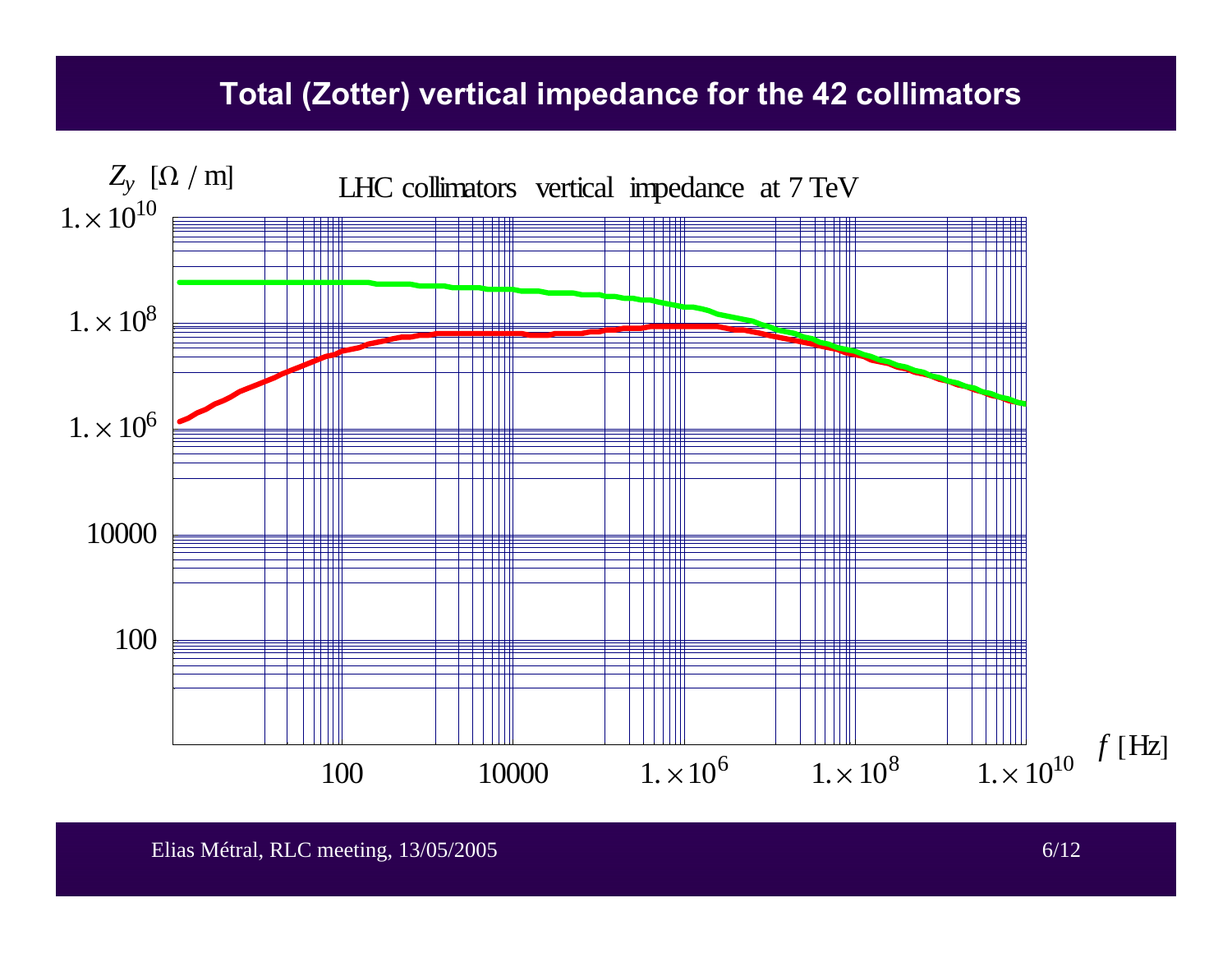# Total (Zotter) vertical impedance for the 42 collimators

LHC collimators vertical impedance at 7 TeV

$Z_y$ [Ω / m]

$1. \times 10^{10}$

$1. \times 10^{8}$

$1. \times 10^{6}$

10000

100

100 10000 $1. \times 10^{6}$ $1. \times 10^{8}$ $1. \times 10^{10}$

$f$ [Hz]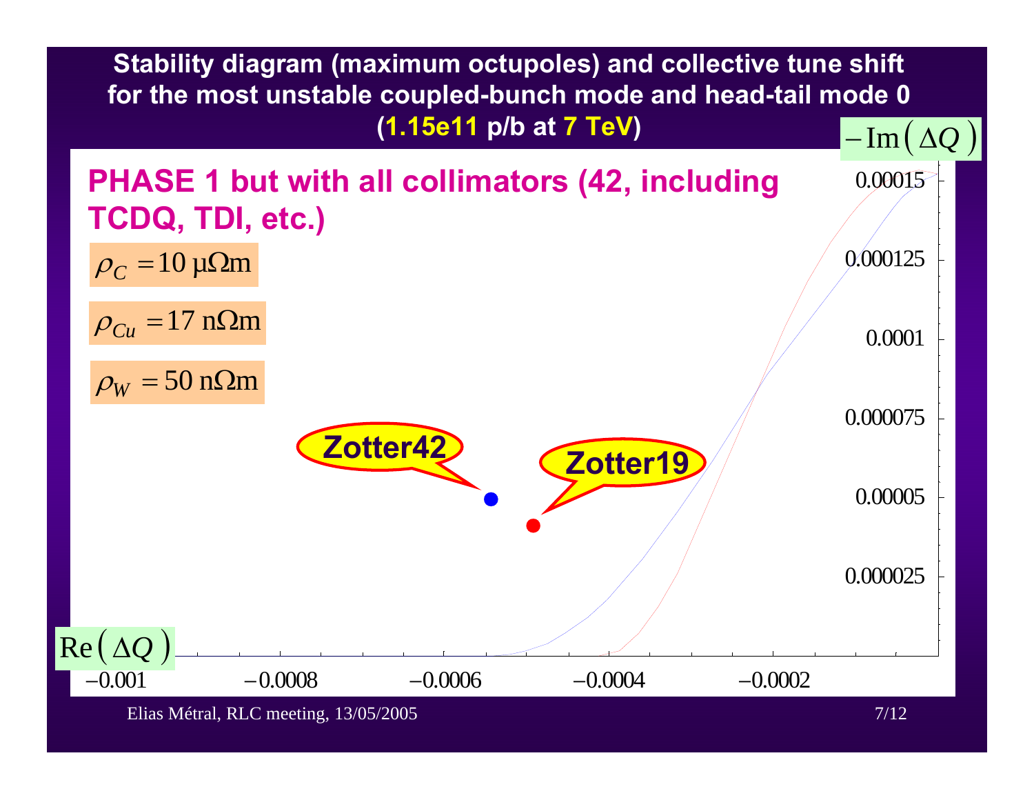# Stability diagram (maximum octupoles) and collective tune shift for the most unstable coupled-bunch mode and head-tail mode 0 (1.15e11 p/b at 7 TeV)

**PHASE 1 but with all collimators (42, including TCDQ, TDI, etc.)**

$\rho_C = 10\ \mu\Omega\text{m}$

$\rho_{Cu} = 17\ \text{n}\Omega\text{m}$

$\rho_W = 50\ \text{n}\Omega\text{m}$

Zotter42

Zotter19

$-\text{Im}(\Delta Q)$

0.00015

0.000125

0.0001

0.000075

0.00005

0.000025

$\text{Re}(\Delta Q)$

−0.001 −0.0008 −0.0006 −0.0004 −0.0002

Elias Métral, RLC meeting, 13/05/2005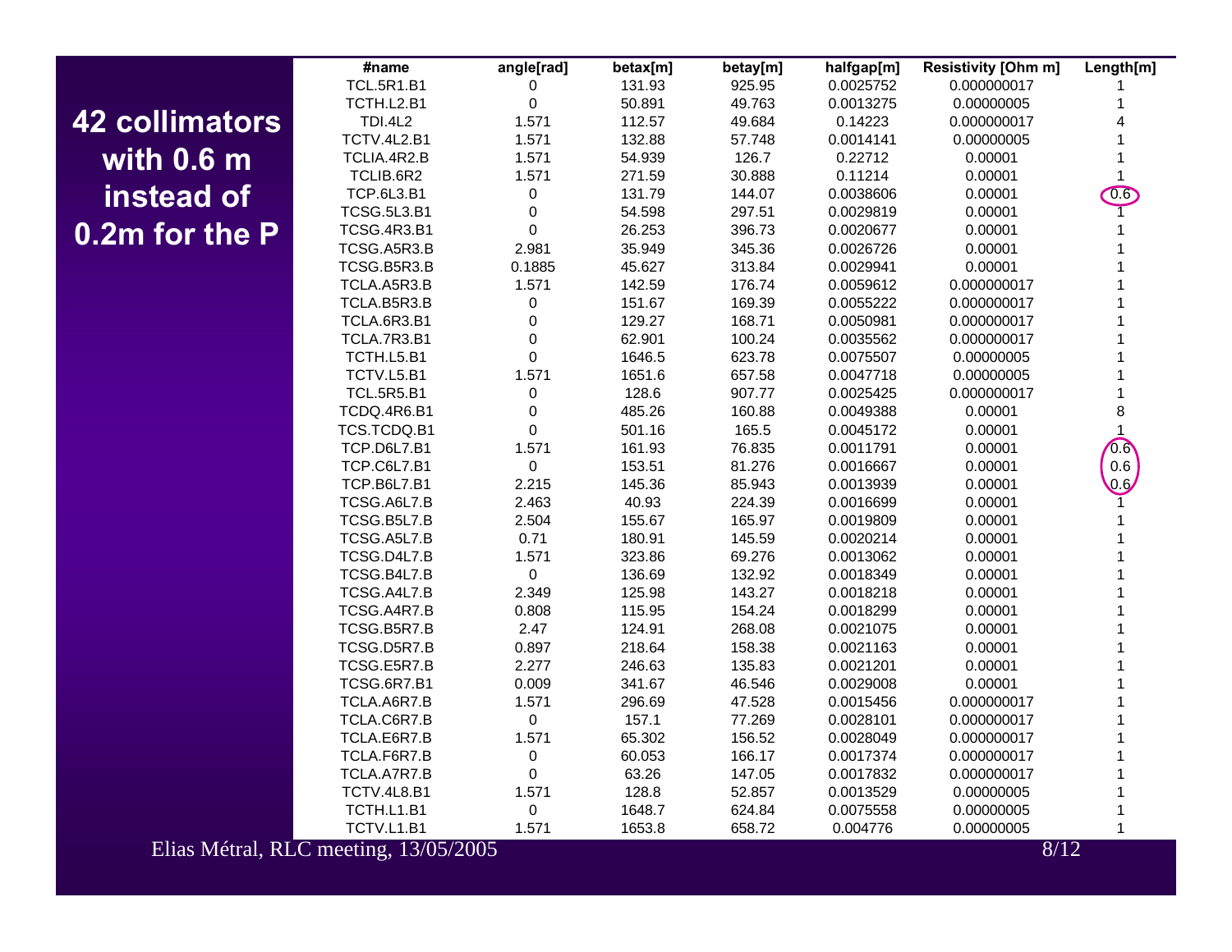**42 collimators with 0.6 m instead of 0.2m for the P**

| #name | angle[rad] | betax[m] | betay[m] | halfgap[m] | Resistivity [Ohm m] | Length[m] |
|---|---|---|---|---|---|---|
| TCL.5R1.B1 | 0 | 131.93 | 925.95 | 0.0025752 | 0.000000017 | 1 |
| TCTH.L2.B1 | 0 | 50.891 | 49.763 | 0.0013275 | 0.00000005 | 1 |
| TDI.4L2 | 1.571 | 112.57 | 49.684 | 0.14223 | 0.000000017 | 4 |
| TCTV.4L2.B1 | 1.571 | 132.88 | 57.748 | 0.0014141 | 0.00000005 | 1 |
| TCLIA.4R2.B | 1.571 | 54.939 | 126.7 | 0.22712 | 0.00001 | 1 |
| TCLIB.6R2 | 1.571 | 271.59 | 30.888 | 0.11214 | 0.00001 | 1 |
| TCP.6L3.B1 | 0 | 131.79 | 144.07 | 0.0038606 | 0.00001 | 0.6 |
| TCSG.5L3.B1 | 0 | 54.598 | 297.51 | 0.0029819 | 0.00001 | 1 |
| TCSG.4R3.B1 | 0 | 26.253 | 396.73 | 0.0020677 | 0.00001 | 1 |
| TCSG.A5R3.B | 2.981 | 35.949 | 345.36 | 0.0026726 | 0.00001 | 1 |
| TCSG.B5R3.B | 0.1885 | 45.627 | 313.84 | 0.0029941 | 0.00001 | 1 |
| TCLA.A5R3.B | 1.571 | 142.59 | 176.74 | 0.0059612 | 0.000000017 | 1 |
| TCLA.B5R3.B | 0 | 151.67 | 169.39 | 0.0055222 | 0.000000017 | 1 |
| TCLA.6R3.B1 | 0 | 129.27 | 168.71 | 0.0050981 | 0.000000017 | 1 |
| TCLA.7R3.B1 | 0 | 62.901 | 100.24 | 0.0035562 | 0.000000017 | 1 |
| TCTH.L5.B1 | 0 | 1646.5 | 623.78 | 0.0075507 | 0.00000005 | 1 |
| TCTV.L5.B1 | 1.571 | 1651.6 | 657.58 | 0.0047718 | 0.00000005 | 1 |
| TCL.5R5.B1 | 0 | 128.6 | 907.77 | 0.0025425 | 0.000000017 | 1 |
| TCDQ.4R6.B1 | 0 | 485.26 | 160.88 | 0.0049388 | 0.00001 | 8 |
| TCS.TCDQ.B1 | 0 | 501.16 | 165.5 | 0.0045172 | 0.00001 | 1 |
| TCP.D6L7.B1 | 1.571 | 161.93 | 76.835 | 0.0011791 | 0.00001 | 0.6 |
| TCP.C6L7.B1 | 0 | 153.51 | 81.276 | 0.0016667 | 0.00001 | 0.6 |
| TCP.B6L7.B1 | 2.215 | 145.36 | 85.943 | 0.0013939 | 0.00001 | 0.6 |
| TCSG.A6L7.B | 2.463 | 40.93 | 224.39 | 0.0016699 | 0.00001 | 1 |
| TCSG.B5L7.B | 2.504 | 155.67 | 165.97 | 0.0019809 | 0.00001 | 1 |
| TCSG.A5L7.B | 0.71 | 180.91 | 145.59 | 0.0020214 | 0.00001 | 1 |
| TCSG.D4L7.B | 1.571 | 323.86 | 69.276 | 0.0013062 | 0.00001 | 1 |
| TCSG.B4L7.B | 0 | 136.69 | 132.92 | 0.0018349 | 0.00001 | 1 |
| TCSG.A4L7.B | 2.349 | 125.98 | 143.27 | 0.0018218 | 0.00001 | 1 |
| TCSG.A4R7.B | 0.808 | 115.95 | 154.24 | 0.0018299 | 0.00001 | 1 |
| TCSG.B5R7.B | 2.47 | 124.91 | 268.08 | 0.0021075 | 0.00001 | 1 |
| TCSG.D5R7.B | 0.897 | 218.64 | 158.38 | 0.0021163 | 0.00001 | 1 |
| TCSG.E5R7.B | 2.277 | 246.63 | 135.83 | 0.0021201 | 0.00001 | 1 |
| TCSG.6R7.B1 | 0.009 | 341.67 | 46.546 | 0.0029008 | 0.00001 | 1 |
| TCLA.A6R7.B | 1.571 | 296.69 | 47.528 | 0.0015456 | 0.000000017 | 1 |
| TCLA.C6R7.B | 0 | 157.1 | 77.269 | 0.0028101 | 0.000000017 | 1 |
| TCLA.E6R7.B | 1.571 | 65.302 | 156.52 | 0.0028049 | 0.000000017 | 1 |
| TCLA.F6R7.B | 0 | 60.053 | 166.17 | 0.0017374 | 0.000000017 | 1 |
| TCLA.A7R7.B | 0 | 63.26 | 147.05 | 0.0017832 | 0.000000017 | 1 |
| TCTV.4L8.B1 | 1.571 | 128.8 | 52.857 | 0.0013529 | 0.00000005 | 1 |
| TCTH.L1.B1 | 0 | 1648.7 | 624.84 | 0.0075558 | 0.00000005 | 1 |
| TCTV.L1.B1 | 1.571 | 1653.8 | 658.72 | 0.004776 | 0.00000005 | 1 |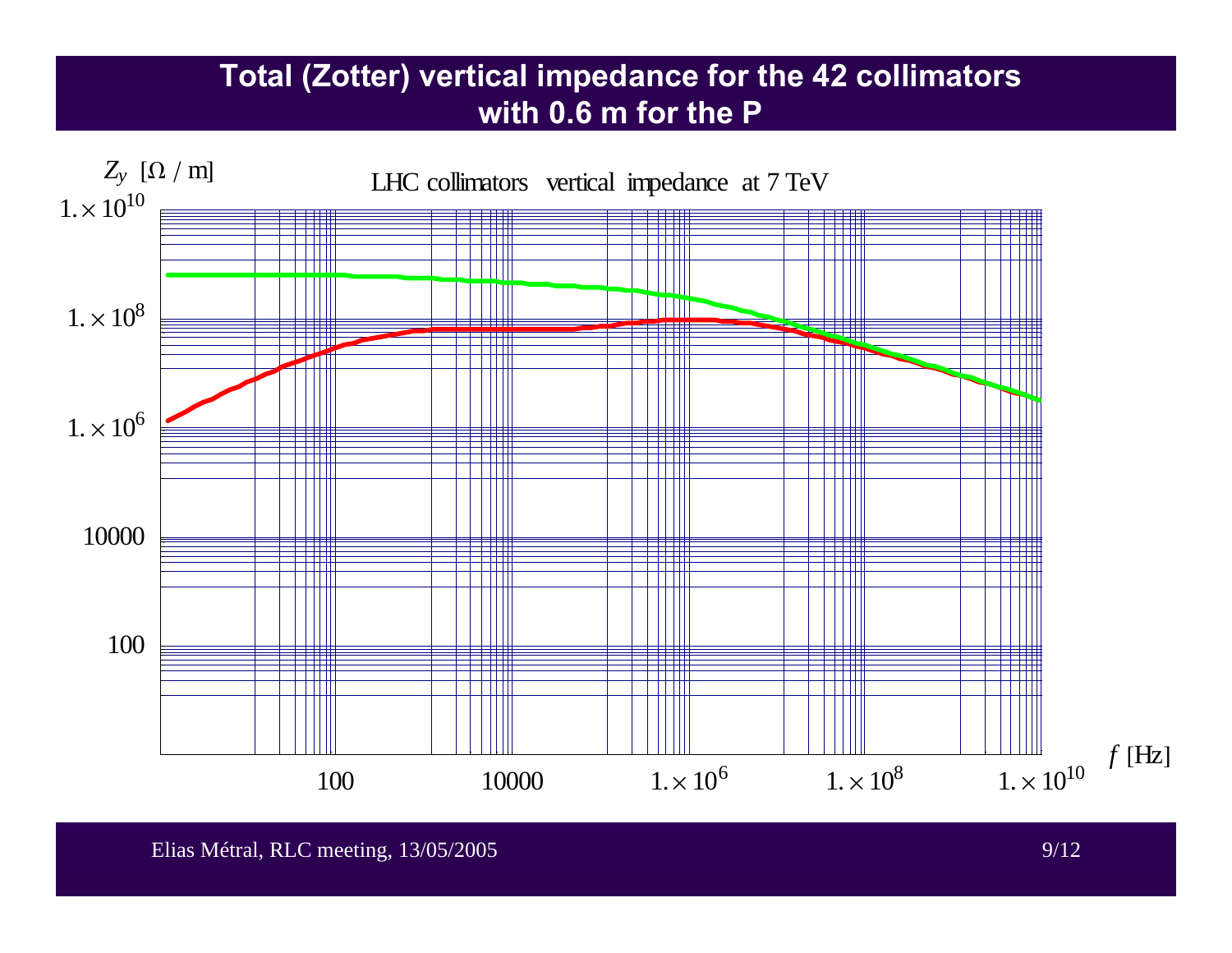# Total (Zotter) vertical impedance for the 42 collimators with 0.6 m for the P

LHC collimators vertical impedance at 7 TeV

$Z_y$ [Ω / m]

$1.\times 10^{10}$

$1.\times 10^{8}$

$1.\times 10^{6}$

10000

100

100 10000 $1.\times 10^{6}$ $1.\times 10^{8}$ $1.\times 10^{10}$

$f$ [Hz]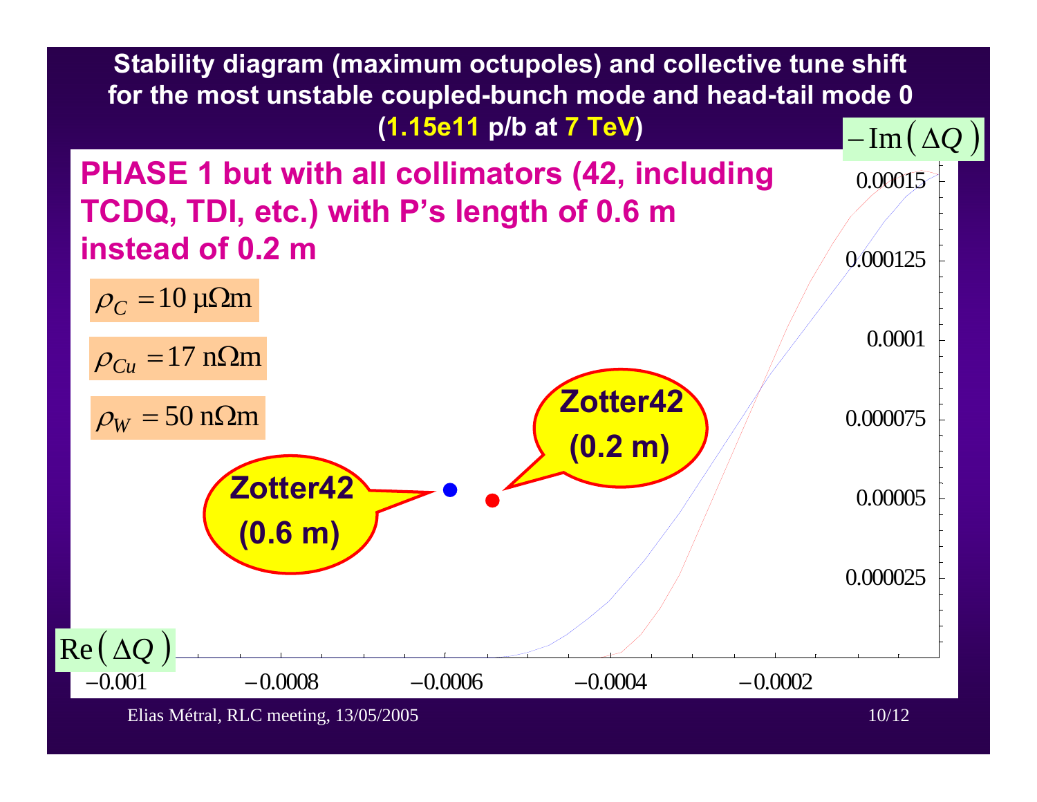## Stability diagram (maximum octupoles) and collective tune shift for the most unstable coupled-bunch mode and head-tail mode 0 (1.15e11 p/b at 7 TeV)

**PHASE 1 but with all collimators (42, including TCDQ, TDI, etc.) with P's length of 0.6 m instead of 0.2 m**

$\rho_C = 10\ \mu\Omega\text{m}$

$\rho_{Cu} = 17\ \text{n}\Omega\text{m}$

$\rho_W = 50\ \text{n}\Omega\text{m}$

Zotter42 (0.6 m)

Zotter42 (0.2 m)

$-\text{Im}(\Delta Q)$: 0.000025, 0.00005, 0.000075, 0.0001, 0.000125, 0.00015

$\text{Re}(\Delta Q)$: −0.001, −0.0008, −0.0006, −0.0004, −0.0002

Elias Métral, RLC meeting, 13/05/2005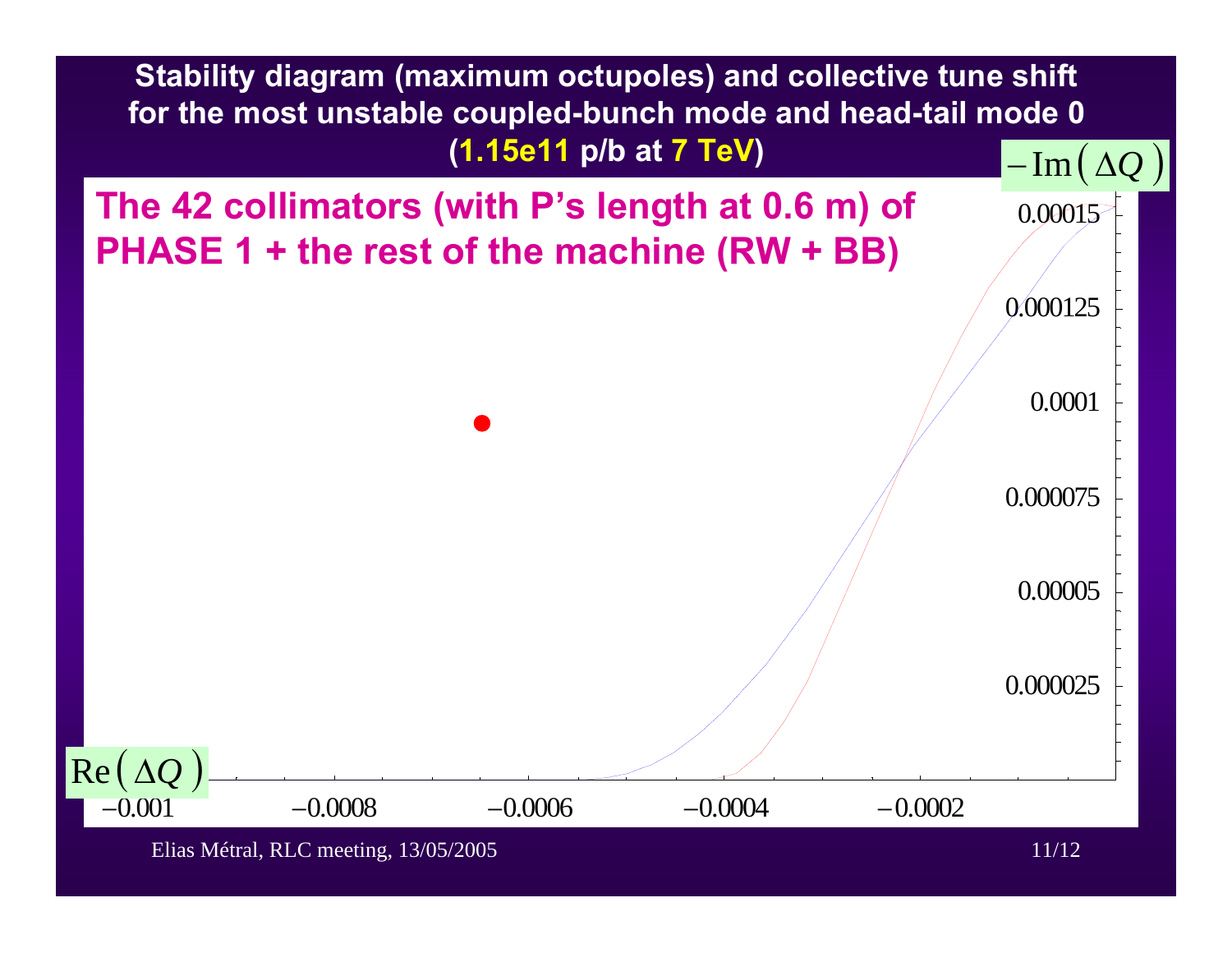## Stability diagram (maximum octupoles) and collective tune shift for the most unstable coupled-bunch mode and head-tail mode 0 (1.15e11 p/b at 7 TeV)

**The 42 collimators (with P's length at 0.6 m) of PHASE 1 + the rest of the machine (RW + BB)**

$-\mathrm{Im}(\Delta Q)$

0.00015

0.000125

0.0001

0.000075

0.00005

0.000025

$\mathrm{Re}(\Delta Q)$

−0.001 −0.0008 −0.0006 −0.0004 −0.0002

Elias Métral, RLC meeting, 13/05/2005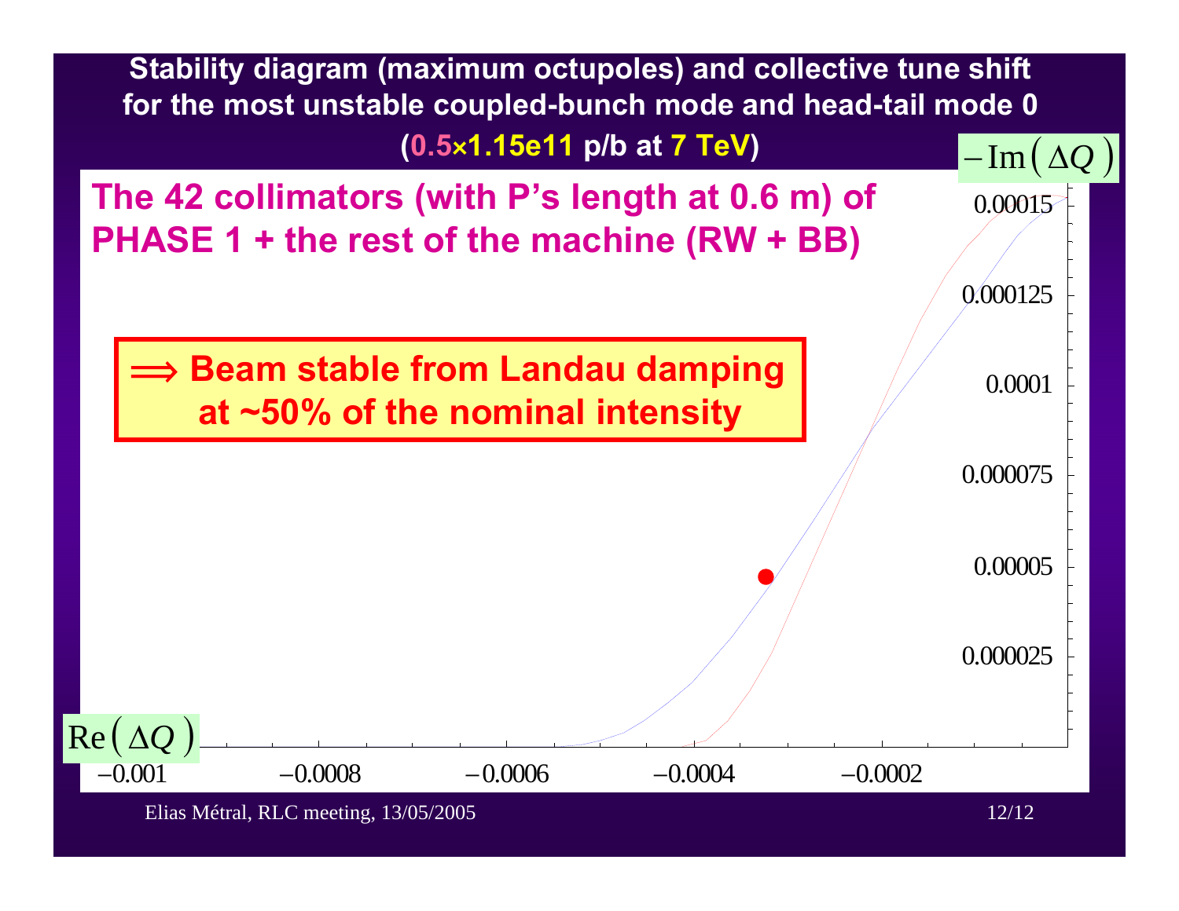## Stability diagram (maximum octupoles) and collective tune shift for the most unstable coupled-bunch mode and head-tail mode 0

**(0.5×1.15e11 p/b at 7 TeV)**

**The 42 collimators (with P's length at 0.6 m) of PHASE 1 + the rest of the machine (RW + BB)**

**⟹ Beam stable from Landau damping at ~50% of the nominal intensity**

$-\mathrm{Im}(\Delta Q)$

0.00015

0.000125

0.0001

0.000075

0.00005

0.000025

$\mathrm{Re}(\Delta Q)$

−0.001

−0.0008

−0.0006

−0.0004

−0.0002

Elias Métral, RLC meeting, 13/05/2005